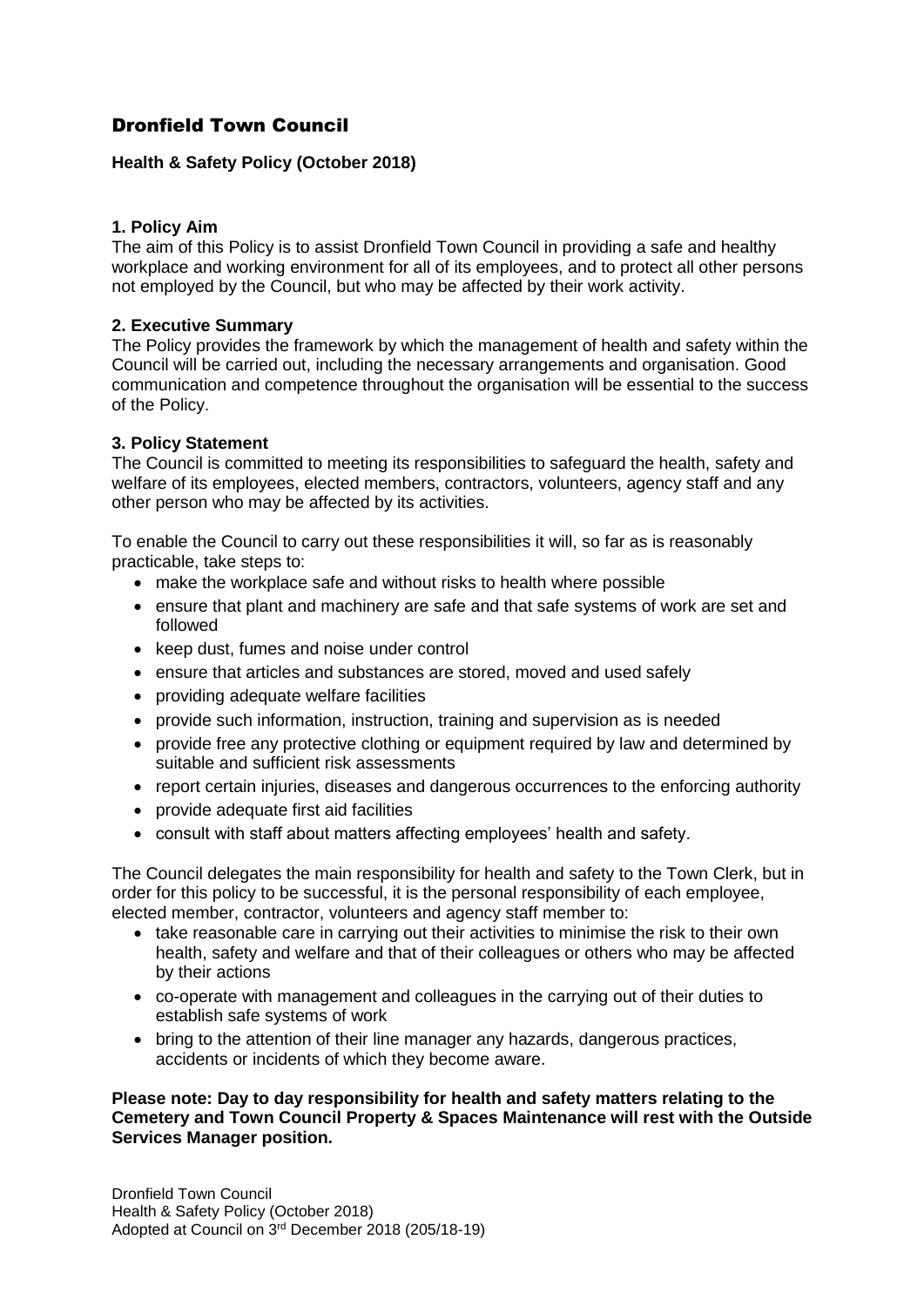# Dronfield Town Council

**Health & Safety Policy (October 2018)**

**1. Policy Aim**

The aim of this Policy is to assist Dronfield Town Council in providing a safe and healthy workplace and working environment for all of its employees, and to protect all other persons not employed by the Council, but who may be affected by their work activity.

**2. Executive Summary**

The Policy provides the framework by which the management of health and safety within the Council will be carried out, including the necessary arrangements and organisation. Good communication and competence throughout the organisation will be essential to the success of the Policy.

**3. Policy Statement**

The Council is committed to meeting its responsibilities to safeguard the health, safety and welfare of its employees, elected members, contractors, volunteers, agency staff and any other person who may be affected by its activities.

To enable the Council to carry out these responsibilities it will, so far as is reasonably practicable, take steps to:

- make the workplace safe and without risks to health where possible
- ensure that plant and machinery are safe and that safe systems of work are set and followed
- keep dust, fumes and noise under control
- ensure that articles and substances are stored, moved and used safely
- providing adequate welfare facilities
- provide such information, instruction, training and supervision as is needed
- provide free any protective clothing or equipment required by law and determined by suitable and sufficient risk assessments
- report certain injuries, diseases and dangerous occurrences to the enforcing authority
- provide adequate first aid facilities
- consult with staff about matters affecting employees' health and safety.

The Council delegates the main responsibility for health and safety to the Town Clerk, but in order for this policy to be successful, it is the personal responsibility of each employee, elected member, contractor, volunteers and agency staff member to:

- take reasonable care in carrying out their activities to minimise the risk to their own health, safety and welfare and that of their colleagues or others who may be affected by their actions
- co-operate with management and colleagues in the carrying out of their duties to establish safe systems of work
- bring to the attention of their line manager any hazards, dangerous practices, accidents or incidents of which they become aware.

**Please note: Day to day responsibility for health and safety matters relating to the Cemetery and Town Council Property & Spaces Maintenance will rest with the Outside Services Manager position.**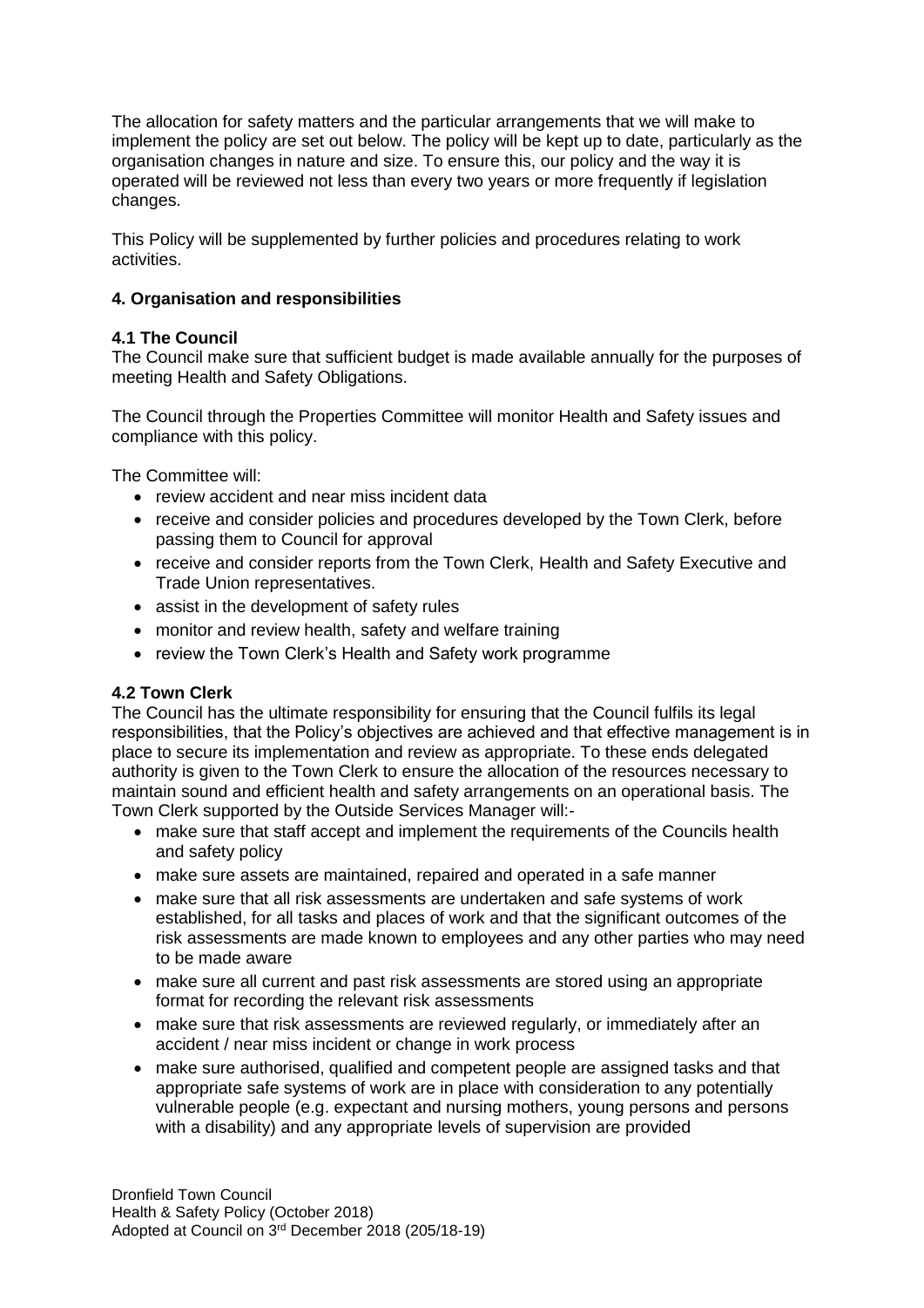The allocation for safety matters and the particular arrangements that we will make to implement the policy are set out below. The policy will be kept up to date, particularly as the organisation changes in nature and size. To ensure this, our policy and the way it is operated will be reviewed not less than every two years or more frequently if legislation changes.

This Policy will be supplemented by further policies and procedures relating to work activities.

**4. Organisation and responsibilities**

**4.1 The Council**

The Council make sure that sufficient budget is made available annually for the purposes of meeting Health and Safety Obligations.

The Council through the Properties Committee will monitor Health and Safety issues and compliance with this policy.

The Committee will:

- review accident and near miss incident data
- receive and consider policies and procedures developed by the Town Clerk, before passing them to Council for approval
- receive and consider reports from the Town Clerk, Health and Safety Executive and Trade Union representatives.
- assist in the development of safety rules
- monitor and review health, safety and welfare training
- review the Town Clerk's Health and Safety work programme

**4.2 Town Clerk**

The Council has the ultimate responsibility for ensuring that the Council fulfils its legal responsibilities, that the Policy's objectives are achieved and that effective management is in place to secure its implementation and review as appropriate. To these ends delegated authority is given to the Town Clerk to ensure the allocation of the resources necessary to maintain sound and efficient health and safety arrangements on an operational basis. The Town Clerk supported by the Outside Services Manager will:-

- make sure that staff accept and implement the requirements of the Councils health and safety policy
- make sure assets are maintained, repaired and operated in a safe manner
- make sure that all risk assessments are undertaken and safe systems of work established, for all tasks and places of work and that the significant outcomes of the risk assessments are made known to employees and any other parties who may need to be made aware
- make sure all current and past risk assessments are stored using an appropriate format for recording the relevant risk assessments
- make sure that risk assessments are reviewed regularly, or immediately after an accident / near miss incident or change in work process
- make sure authorised, qualified and competent people are assigned tasks and that appropriate safe systems of work are in place with consideration to any potentially vulnerable people (e.g. expectant and nursing mothers, young persons and persons with a disability) and any appropriate levels of supervision are provided

Dronfield Town Council
Health & Safety Policy (October 2018)
Adopted at Council on 3rd December 2018 (205/18-19)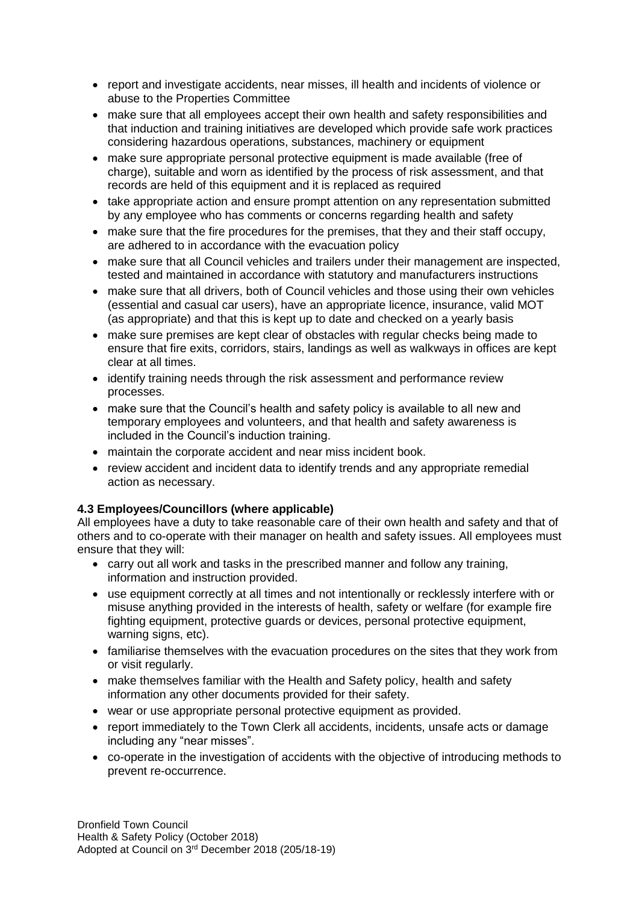- report and investigate accidents, near misses, ill health and incidents of violence or abuse to the Properties Committee
- make sure that all employees accept their own health and safety responsibilities and that induction and training initiatives are developed which provide safe work practices considering hazardous operations, substances, machinery or equipment
- make sure appropriate personal protective equipment is made available (free of charge), suitable and worn as identified by the process of risk assessment, and that records are held of this equipment and it is replaced as required
- take appropriate action and ensure prompt attention on any representation submitted by any employee who has comments or concerns regarding health and safety
- make sure that the fire procedures for the premises, that they and their staff occupy, are adhered to in accordance with the evacuation policy
- make sure that all Council vehicles and trailers under their management are inspected, tested and maintained in accordance with statutory and manufacturers instructions
- make sure that all drivers, both of Council vehicles and those using their own vehicles (essential and casual car users), have an appropriate licence, insurance, valid MOT (as appropriate) and that this is kept up to date and checked on a yearly basis
- make sure premises are kept clear of obstacles with regular checks being made to ensure that fire exits, corridors, stairs, landings as well as walkways in offices are kept clear at all times.
- identify training needs through the risk assessment and performance review processes.
- make sure that the Council's health and safety policy is available to all new and temporary employees and volunteers, and that health and safety awareness is included in the Council's induction training.
- maintain the corporate accident and near miss incident book.
- review accident and incident data to identify trends and any appropriate remedial action as necessary.

**4.3 Employees/Councillors (where applicable)**

All employees have a duty to take reasonable care of their own health and safety and that of others and to co-operate with their manager on health and safety issues. All employees must ensure that they will:

- carry out all work and tasks in the prescribed manner and follow any training, information and instruction provided.
- use equipment correctly at all times and not intentionally or recklessly interfere with or misuse anything provided in the interests of health, safety or welfare (for example fire fighting equipment, protective guards or devices, personal protective equipment, warning signs, etc).
- familiarise themselves with the evacuation procedures on the sites that they work from or visit regularly.
- make themselves familiar with the Health and Safety policy, health and safety information any other documents provided for their safety.
- wear or use appropriate personal protective equipment as provided.
- report immediately to the Town Clerk all accidents, incidents, unsafe acts or damage including any "near misses".
- co-operate in the investigation of accidents with the objective of introducing methods to prevent re-occurrence.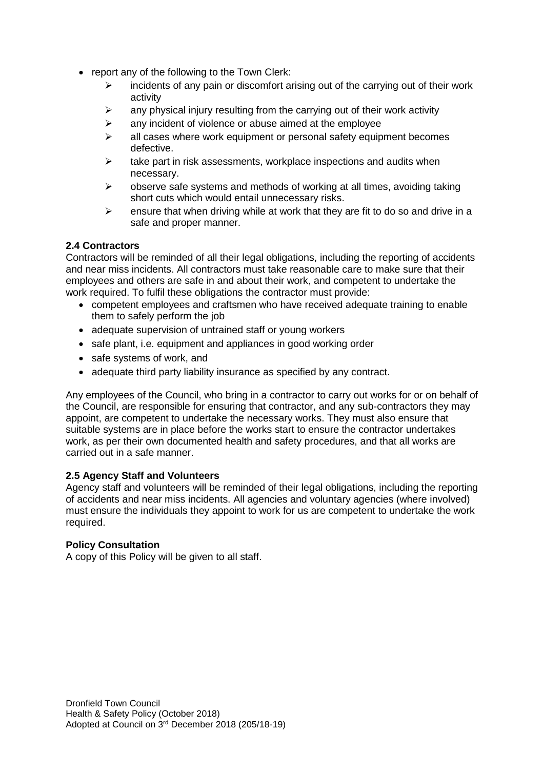- report any of the following to the Town Clerk:
  - incidents of any pain or discomfort arising out of the carrying out of their work activity
  - any physical injury resulting from the carrying out of their work activity
  - any incident of violence or abuse aimed at the employee
  - all cases where work equipment or personal safety equipment becomes defective.
  - take part in risk assessments, workplace inspections and audits when necessary.
  - observe safe systems and methods of working at all times, avoiding taking short cuts which would entail unnecessary risks.
  - ensure that when driving while at work that they are fit to do so and drive in a safe and proper manner.

**2.4 Contractors**

Contractors will be reminded of all their legal obligations, including the reporting of accidents and near miss incidents. All contractors must take reasonable care to make sure that their employees and others are safe in and about their work, and competent to undertake the work required. To fulfil these obligations the contractor must provide:

- competent employees and craftsmen who have received adequate training to enable them to safely perform the job
- adequate supervision of untrained staff or young workers
- safe plant, i.e. equipment and appliances in good working order
- safe systems of work, and
- adequate third party liability insurance as specified by any contract.

Any employees of the Council, who bring in a contractor to carry out works for or on behalf of the Council, are responsible for ensuring that contractor, and any sub-contractors they may appoint, are competent to undertake the necessary works. They must also ensure that suitable systems are in place before the works start to ensure the contractor undertakes work, as per their own documented health and safety procedures, and that all works are carried out in a safe manner.

**2.5 Agency Staff and Volunteers**

Agency staff and volunteers will be reminded of their legal obligations, including the reporting of accidents and near miss incidents. All agencies and voluntary agencies (where involved) must ensure the individuals they appoint to work for us are competent to undertake the work required.

**Policy Consultation**

A copy of this Policy will be given to all staff.

Dronfield Town Council
Health & Safety Policy (October 2018)
Adopted at Council on 3rd December 2018 (205/18-19)